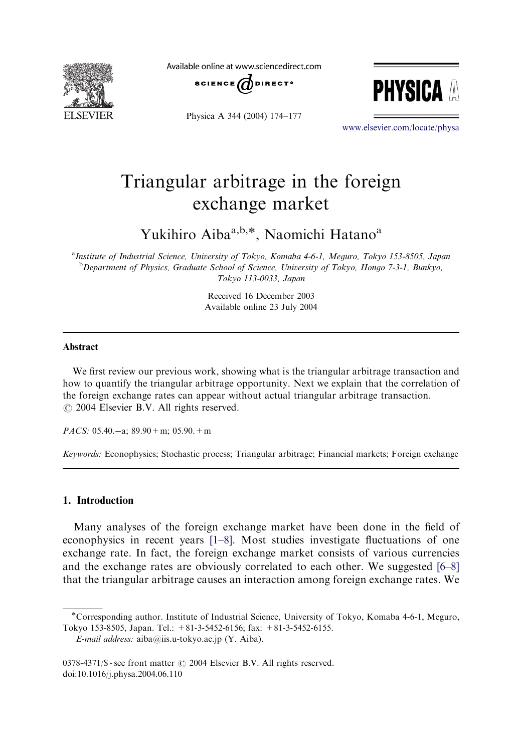# Triangular arbitrage in the foreign exchange market

Yukihiro Aiba[a,b,*], Naomichi Hatano[a]

[a] *Institute of Industrial Science, University of Tokyo, Komaba 4-6-1, Meguro, Tokyo 153-8505, Japan*
[b] *Department of Physics, Graduate School of Science, University of Tokyo, Hongo 7-3-1, Bunkyo, Tokyo 113-0033, Japan*

Received 16 December 2003
Available online 23 July 2004

## Abstract

We first review our previous work, showing what is the triangular arbitrage transaction and how to quantify the triangular arbitrage opportunity. Next we explain that the correlation of the foreign exchange rates can appear without actual triangular arbitrage transaction.
© 2004 Elsevier B.V. All rights reserved.

*PACS:* 05.40.−a; 89.90 + m; 05.90. + m

*Keywords:* Econophysics; Stochastic process; Triangular arbitrage; Financial markets; Foreign exchange

## 1. Introduction

Many analyses of the foreign exchange market have been done in the field of econophysics in recent years [1–8]. Most studies investigate fluctuations of one exchange rate. In fact, the foreign exchange market consists of various currencies and the exchange rates are obviously correlated to each other. We suggested [6–8] that the triangular arbitrage causes an interaction among foreign exchange rates. We

*Corresponding author. Institute of Industrial Science, University of Tokyo, Komaba 4-6-1, Meguro, Tokyo 153-8505, Japan. Tel.: +81-3-5452-6156; fax: +81-3-5452-6155.
*E-mail address:* aiba@iis.u-tokyo.ac.jp (Y. Aiba).

0378-4371/$ - see front matter © 2004 Elsevier B.V. All rights reserved.
doi:10.1016/j.physa.2004.06.110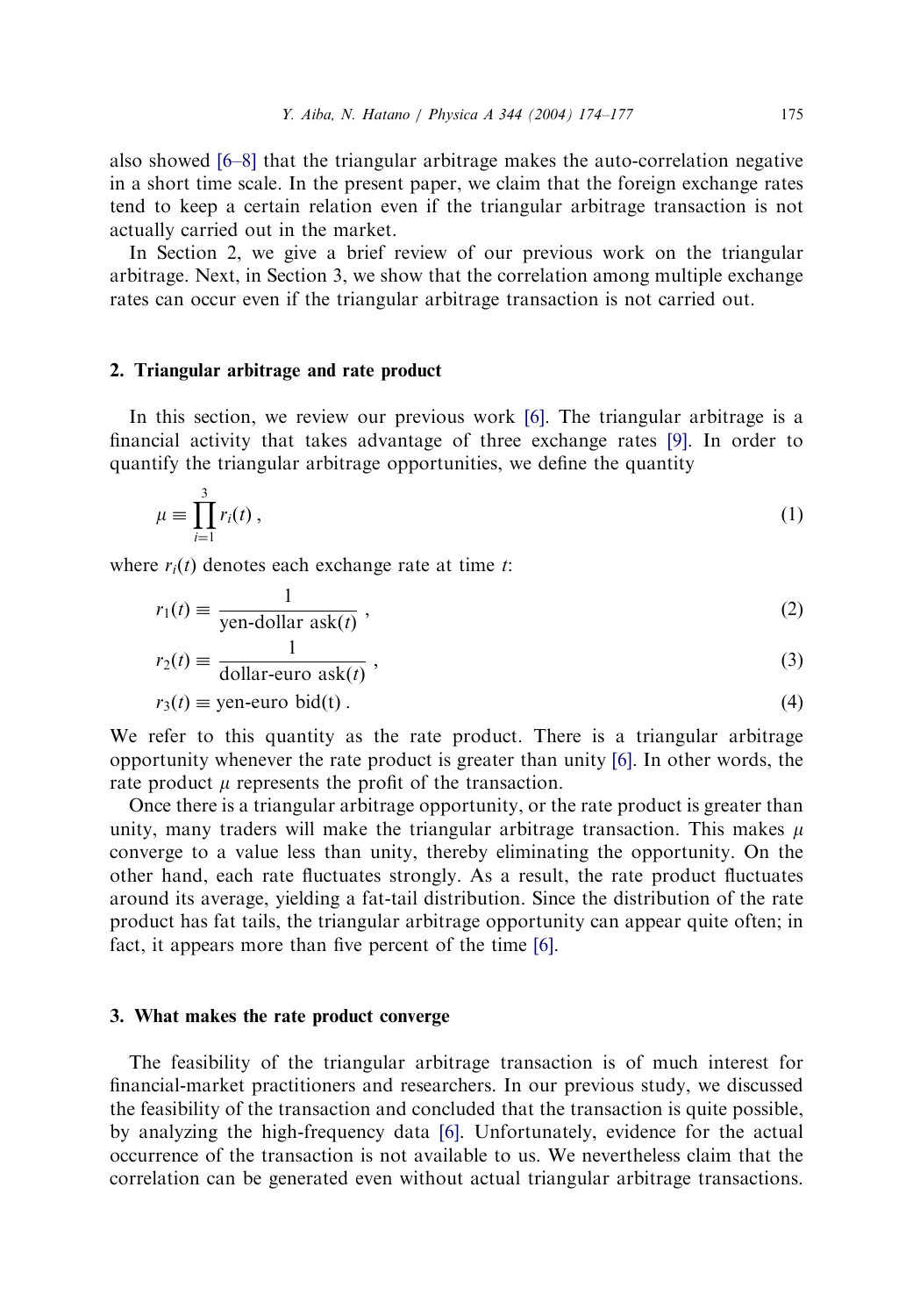also showed [6–8] that the triangular arbitrage makes the auto-correlation negative in a short time scale. In the present paper, we claim that the foreign exchange rates tend to keep a certain relation even if the triangular arbitrage transaction is not actually carried out in the market.

In Section 2, we give a brief review of our previous work on the triangular arbitrage. Next, in Section 3, we show that the correlation among multiple exchange rates can occur even if the triangular arbitrage transaction is not carried out.

## 2. Triangular arbitrage and rate product

In this section, we review our previous work [6]. The triangular arbitrage is a financial activity that takes advantage of three exchange rates [9]. In order to quantify the triangular arbitrage opportunities, we define the quantity

$$\mu \equiv \prod_{i=1}^{3} r_i(t) , \tag{1}$$

where $r_i(t)$ denotes each exchange rate at time $t$:

$$r_1(t) \equiv \frac{1}{\text{yen-dollar ask}(t)} , \tag{2}$$

$$r_2(t) \equiv \frac{1}{\text{dollar-euro ask}(t)} , \tag{3}$$

$$r_3(t) \equiv \text{yen-euro bid(t)} . \tag{4}$$

We refer to this quantity as the rate product. There is a triangular arbitrage opportunity whenever the rate product is greater than unity [6]. In other words, the rate product $\mu$ represents the profit of the transaction.

Once there is a triangular arbitrage opportunity, or the rate product is greater than unity, many traders will make the triangular arbitrage transaction. This makes $\mu$ converge to a value less than unity, thereby eliminating the opportunity. On the other hand, each rate fluctuates strongly. As a result, the rate product fluctuates around its average, yielding a fat-tail distribution. Since the distribution of the rate product has fat tails, the triangular arbitrage opportunity can appear quite often; in fact, it appears more than five percent of the time [6].

## 3. What makes the rate product converge

The feasibility of the triangular arbitrage transaction is of much interest for financial-market practitioners and researchers. In our previous study, we discussed the feasibility of the transaction and concluded that the transaction is quite possible, by analyzing the high-frequency data [6]. Unfortunately, evidence for the actual occurrence of the transaction is not available to us. We nevertheless claim that the correlation can be generated even without actual triangular arbitrage transactions.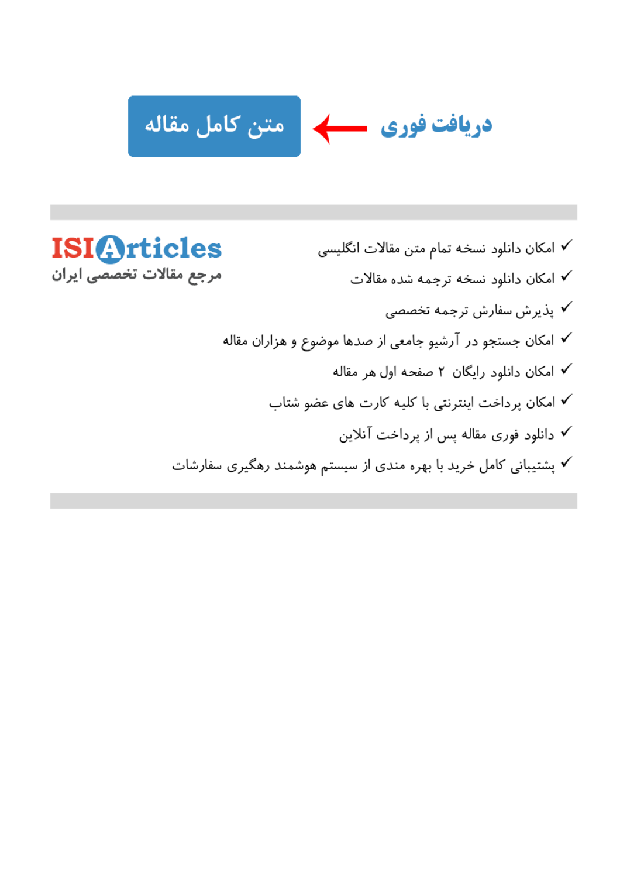دریافت فوری ← متن کامل مقاله

**ISIArticles**
مرجع مقالات تخصصی ایران

- ✓ امکان دانلود نسخه تمام متن مقالات انگلیسی
- ✓ امکان دانلود نسخه ترجمه شده مقالات
- ✓ پذیرش سفارش ترجمه تخصصی
- ✓ امکان جستجو در آرشیو جامعی از صدها موضوع و هزاران مقاله
- ✓ امکان دانلود رایگان ۲ صفحه اول هر مقاله
- ✓ امکان پرداخت اینترنتی با کلیه کارت های عضو شتاب
- ✓ دانلود فوری مقاله پس از پرداخت آنلاین
- ✓ پشتیبانی کامل خرید با بهره مندی از سیستم هوشمند رهگیری سفارشات